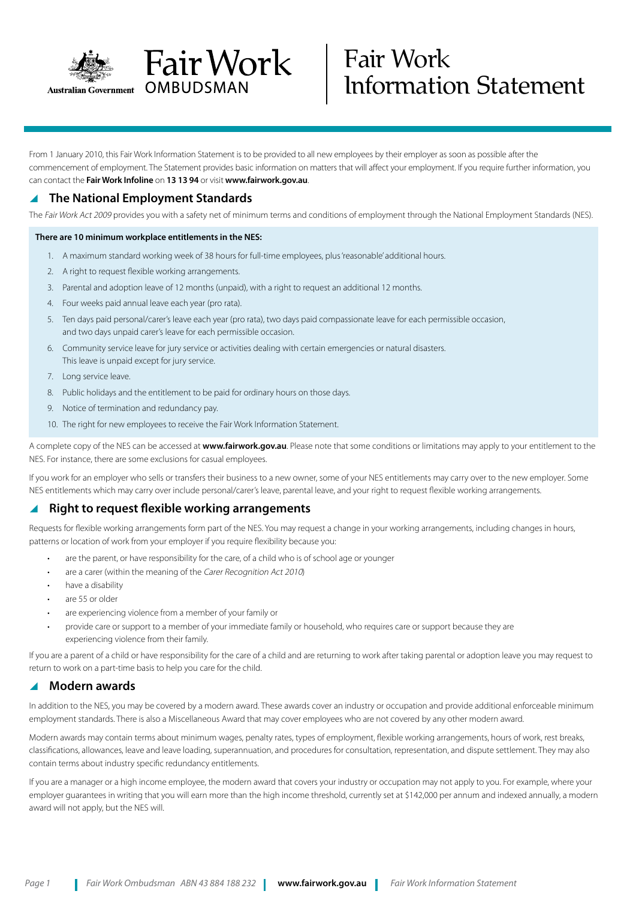# Fair Work Information Statement

From 1 January 2010, this Fair Work Information Statement is to be provided to all new employees by their employer as soon as possible after the commencement of employment. The Statement provides basic information on matters that will affect your employment. If you require further information, you can contact the **Fair Work Infoline** on **13 13 94** or visit **www.fairwork.gov.au**.

## The National Employment Standards

The *Fair Work Act 2009* provides you with a safety net of minimum terms and conditions of employment through the National Employment Standards (NES).

**There are 10 minimum workplace entitlements in the NES:**

1. A maximum standard working week of 38 hours for full-time employees, plus 'reasonable' additional hours.
2. A right to request flexible working arrangements.
3. Parental and adoption leave of 12 months (unpaid), with a right to request an additional 12 months.
4. Four weeks paid annual leave each year (pro rata).
5. Ten days paid personal/carer's leave each year (pro rata), two days paid compassionate leave for each permissible occasion, and two days unpaid carer's leave for each permissible occasion.
6. Community service leave for jury service or activities dealing with certain emergencies or natural disasters. This leave is unpaid except for jury service.
7. Long service leave.
8. Public holidays and the entitlement to be paid for ordinary hours on those days.
9. Notice of termination and redundancy pay.
10. The right for new employees to receive the Fair Work Information Statement.

A complete copy of the NES can be accessed at **www.fairwork.gov.au**. Please note that some conditions or limitations may apply to your entitlement to the NES. For instance, there are some exclusions for casual employees.

If you work for an employer who sells or transfers their business to a new owner, some of your NES entitlements may carry over to the new employer. Some NES entitlements which may carry over include personal/carer's leave, parental leave, and your right to request flexible working arrangements.

## Right to request flexible working arrangements

Requests for flexible working arrangements form part of the NES. You may request a change in your working arrangements, including changes in hours, patterns or location of work from your employer if you require flexibility because you:

- are the parent, or have responsibility for the care, of a child who is of school age or younger
- are a carer (within the meaning of the *Carer Recognition Act 2010*)
- have a disability
- are 55 or older
- are experiencing violence from a member of your family or
- provide care or support to a member of your immediate family or household, who requires care or support because they are experiencing violence from their family.

If you are a parent of a child or have responsibility for the care of a child and are returning to work after taking parental or adoption leave you may request to return to work on a part-time basis to help you care for the child.

## Modern awards

In addition to the NES, you may be covered by a modern award. These awards cover an industry or occupation and provide additional enforceable minimum employment standards. There is also a Miscellaneous Award that may cover employees who are not covered by any other modern award.

Modern awards may contain terms about minimum wages, penalty rates, types of employment, flexible working arrangements, hours of work, rest breaks, classifications, allowances, leave and leave loading, superannuation, and procedures for consultation, representation, and dispute settlement. They may also contain terms about industry specific redundancy entitlements.

If you are a manager or a high income employee, the modern award that covers your industry or occupation may not apply to you. For example, where your employer guarantees in writing that you will earn more than the high income threshold, currently set at $142,000 per annum and indexed annually, a modern award will not apply, but the NES will.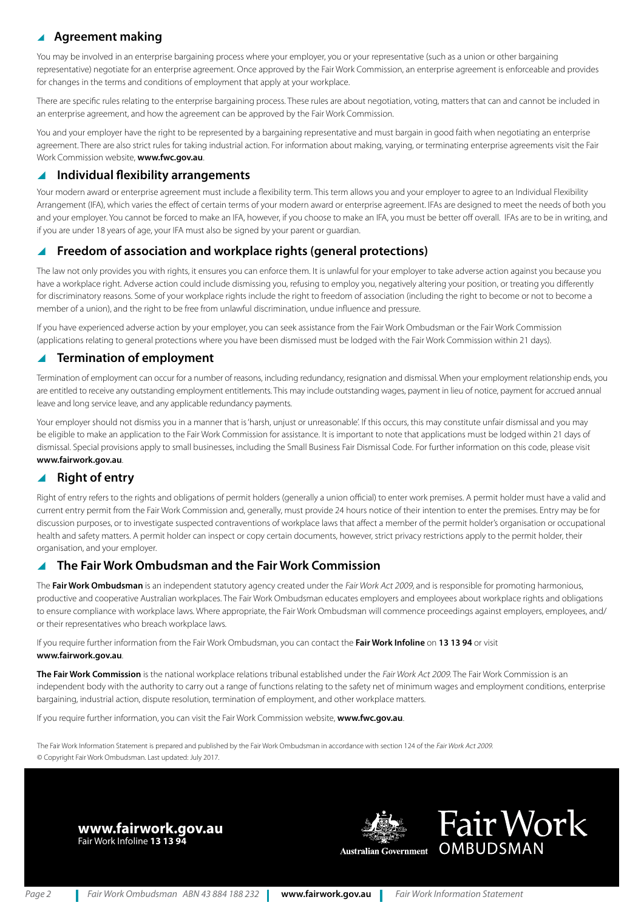## Agreement making

You may be involved in an enterprise bargaining process where your employer, you or your representative (such as a union or other bargaining representative) negotiate for an enterprise agreement. Once approved by the Fair Work Commission, an enterprise agreement is enforceable and provides for changes in the terms and conditions of employment that apply at your workplace.

There are specific rules relating to the enterprise bargaining process. These rules are about negotiation, voting, matters that can and cannot be included in an enterprise agreement, and how the agreement can be approved by the Fair Work Commission.

You and your employer have the right to be represented by a bargaining representative and must bargain in good faith when negotiating an enterprise agreement. There are also strict rules for taking industrial action. For information about making, varying, or terminating enterprise agreements visit the Fair Work Commission website, **www.fwc.gov.au**.

## Individual flexibility arrangements

Your modern award or enterprise agreement must include a flexibility term. This term allows you and your employer to agree to an Individual Flexibility Arrangement (IFA), which varies the effect of certain terms of your modern award or enterprise agreement. IFAs are designed to meet the needs of both you and your employer. You cannot be forced to make an IFA, however, if you choose to make an IFA, you must be better off overall. IFAs are to be in writing, and if you are under 18 years of age, your IFA must also be signed by your parent or guardian.

## Freedom of association and workplace rights (general protections)

The law not only provides you with rights, it ensures you can enforce them. It is unlawful for your employer to take adverse action against you because you have a workplace right. Adverse action could include dismissing you, refusing to employ you, negatively altering your position, or treating you differently for discriminatory reasons. Some of your workplace rights include the right to freedom of association (including the right to become or not to become a member of a union), and the right to be free from unlawful discrimination, undue influence and pressure.

If you have experienced adverse action by your employer, you can seek assistance from the Fair Work Ombudsman or the Fair Work Commission (applications relating to general protections where you have been dismissed must be lodged with the Fair Work Commission within 21 days).

## Termination of employment

Termination of employment can occur for a number of reasons, including redundancy, resignation and dismissal. When your employment relationship ends, you are entitled to receive any outstanding employment entitlements. This may include outstanding wages, payment in lieu of notice, payment for accrued annual leave and long service leave, and any applicable redundancy payments.

Your employer should not dismiss you in a manner that is 'harsh, unjust or unreasonable'. If this occurs, this may constitute unfair dismissal and you may be eligible to make an application to the Fair Work Commission for assistance. It is important to note that applications must be lodged within 21 days of dismissal. Special provisions apply to small businesses, including the Small Business Fair Dismissal Code. For further information on this code, please visit **www.fairwork.gov.au**.

## Right of entry

Right of entry refers to the rights and obligations of permit holders (generally a union official) to enter work premises. A permit holder must have a valid and current entry permit from the Fair Work Commission and, generally, must provide 24 hours notice of their intention to enter the premises. Entry may be for discussion purposes, or to investigate suspected contraventions of workplace laws that affect a member of the permit holder's organisation or occupational health and safety matters. A permit holder can inspect or copy certain documents, however, strict privacy restrictions apply to the permit holder, their organisation, and your employer.

## The Fair Work Ombudsman and the Fair Work Commission

The **Fair Work Ombudsman** is an independent statutory agency created under the *Fair Work Act 2009*, and is responsible for promoting harmonious, productive and cooperative Australian workplaces. The Fair Work Ombudsman educates employers and employees about workplace rights and obligations to ensure compliance with workplace laws. Where appropriate, the Fair Work Ombudsman will commence proceedings against employers, employees, and/or their representatives who breach workplace laws.

If you require further information from the Fair Work Ombudsman, you can contact the **Fair Work Infoline** on **13 13 94** or visit **www.fairwork.gov.au**.

**The Fair Work Commission** is the national workplace relations tribunal established under the *Fair Work Act 2009*. The Fair Work Commission is an independent body with the authority to carry out a range of functions relating to the safety net of minimum wages and employment conditions, enterprise bargaining, industrial action, dispute resolution, termination of employment, and other workplace matters.

If you require further information, you can visit the Fair Work Commission website, **www.fwc.gov.au**.

The Fair Work Information Statement is prepared and published by the Fair Work Ombudsman in accordance with section 124 of the *Fair Work Act 2009*.
© Copyright Fair Work Ombudsman. Last updated: July 2017.

**www.fairwork.gov.au**
Fair Work Infoline **13 13 94**

Australian Government
Fair Work OMBUDSMAN